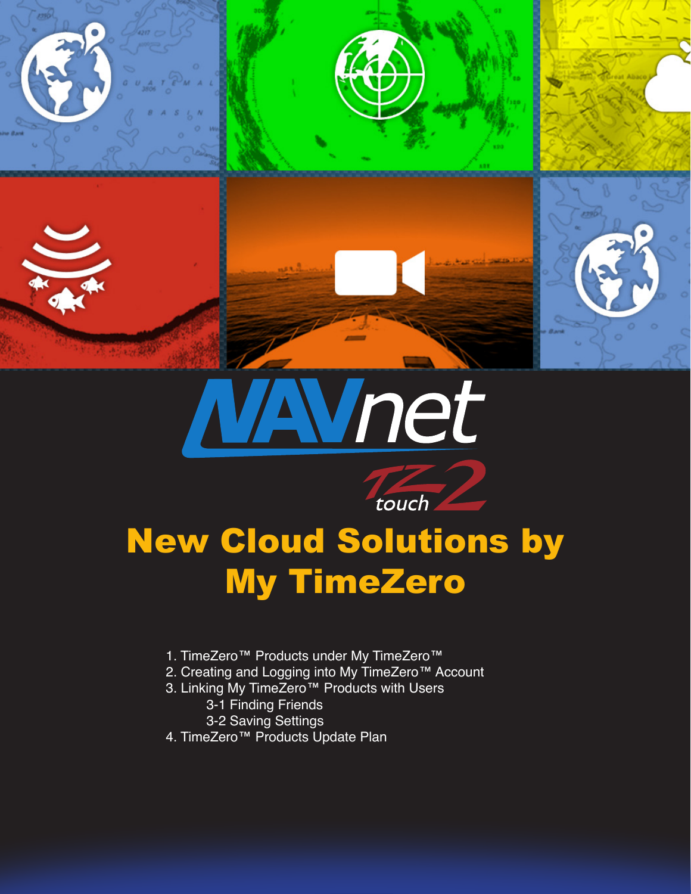NAVnet

TZ touch 2

# New Cloud Solutions by My TimeZero

1. TimeZero™ Products under My TimeZero™
2. Creating and Logging into My TimeZero™ Account
3. Linking My TimeZero™ Products with Users
    3-1 Finding Friends
    3-2 Saving Settings
4. TimeZero™ Products Update Plan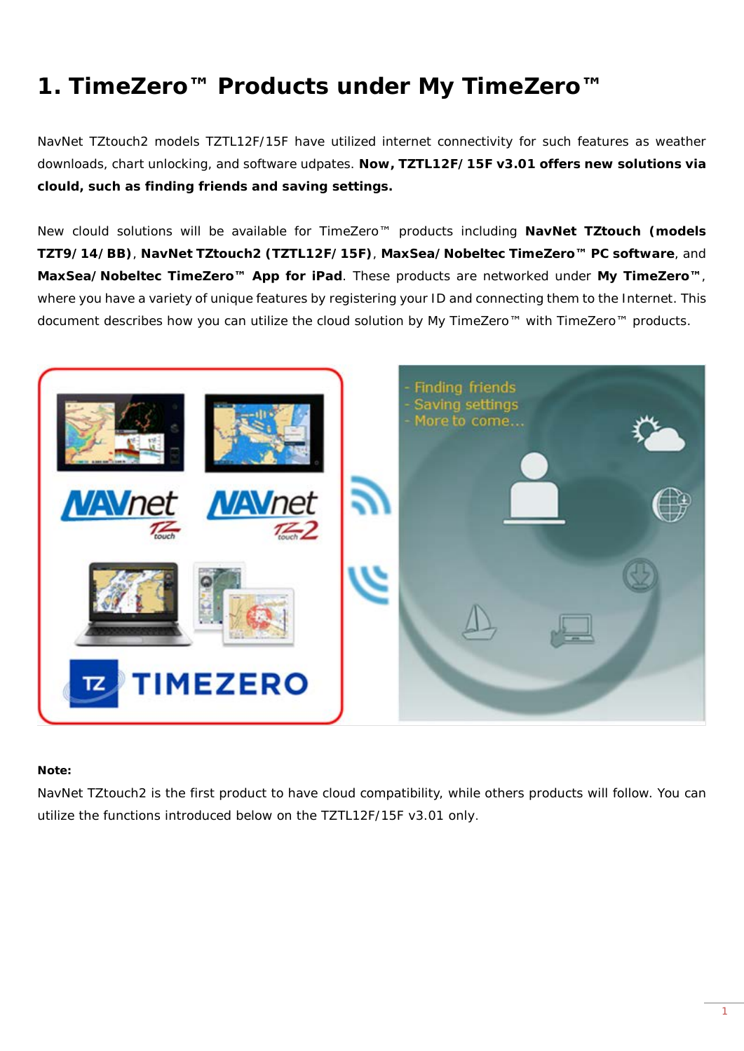# 1. TimeZero™ Products under My TimeZero™

NavNet TZtouch2 models TZTL12F/15F have utilized internet connectivity for such features as weather downloads, chart unlocking, and software udpates. **Now, TZTL12F/15F v3.01 offers new solutions via clould, such as finding friends and saving settings.**

New clould solutions will be available for TimeZero™ products including **NavNet TZtouch (models TZT9/14/BB)**, **NavNet TZtouch2 (TZTL12F/15F)**, **MaxSea/Nobeltec TimeZero™ PC software**, and **MaxSea/Nobeltec TimeZero™ App for iPad**. These products are networked under **My TimeZero™**, where you have a variety of unique features by registering your ID and connecting them to the Internet. This document describes how you can utilize the cloud solution by My TimeZero™ with TimeZero™ products.

**Note:**

NavNet TZtouch2 is the first product to have cloud compatibility, while others products will follow. You can utilize the functions introduced below on the TZTL12F/15F v3.01 only.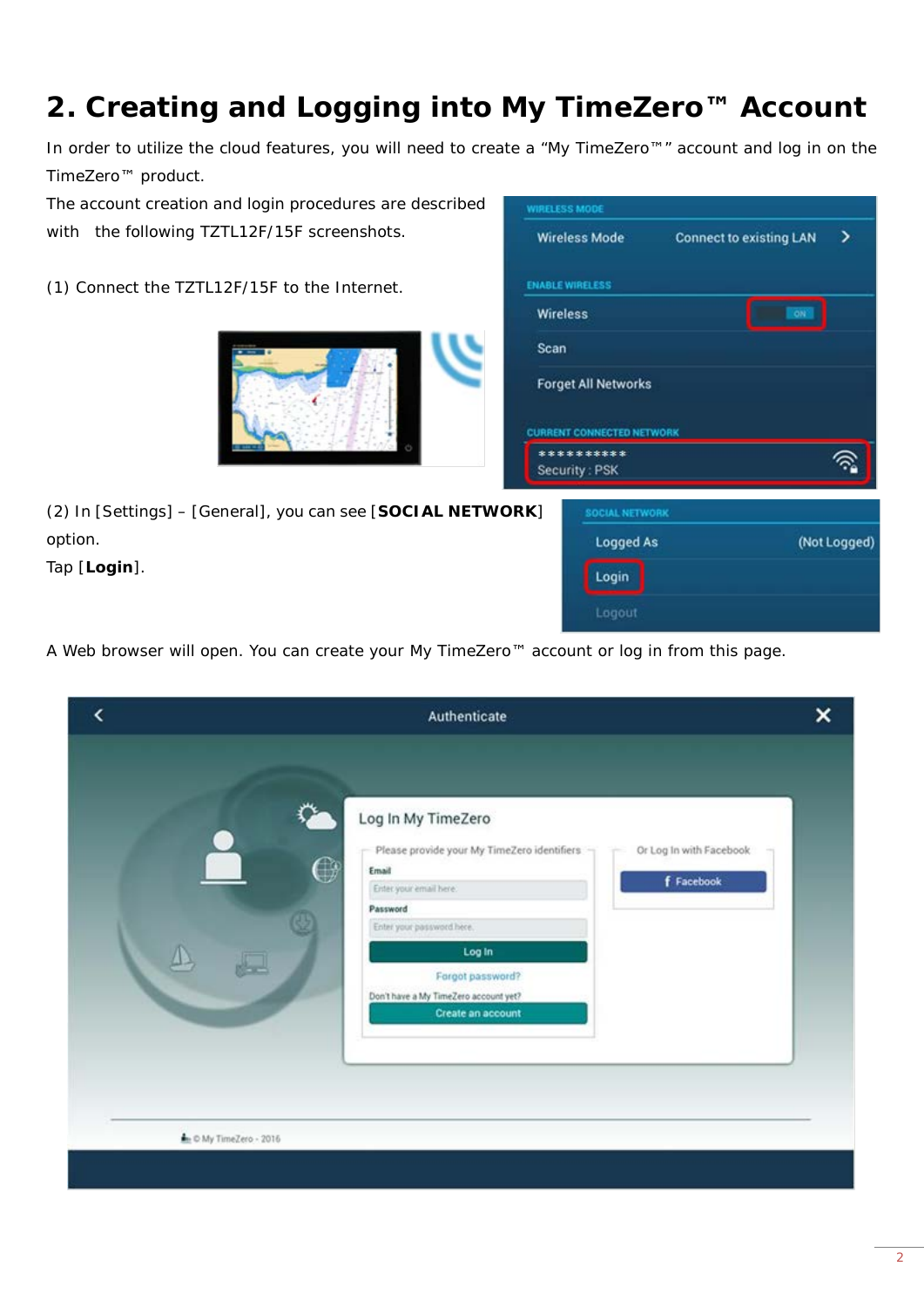## 2. Creating and Logging into My TimeZero™ Account

In order to utilize the cloud features, you will need to create a "My TimeZero™" account and log in on the TimeZero™ product.

The account creation and login procedures are described with the following TZTL12F/15F screenshots.

(1) Connect the TZTL12F/15F to the Internet.

(2) In [Settings] – [General], you can see [**SOCIAL NETWORK**] option.

Tap [**Login**].

A Web browser will open. You can create your My TimeZero™ account or log in from this page.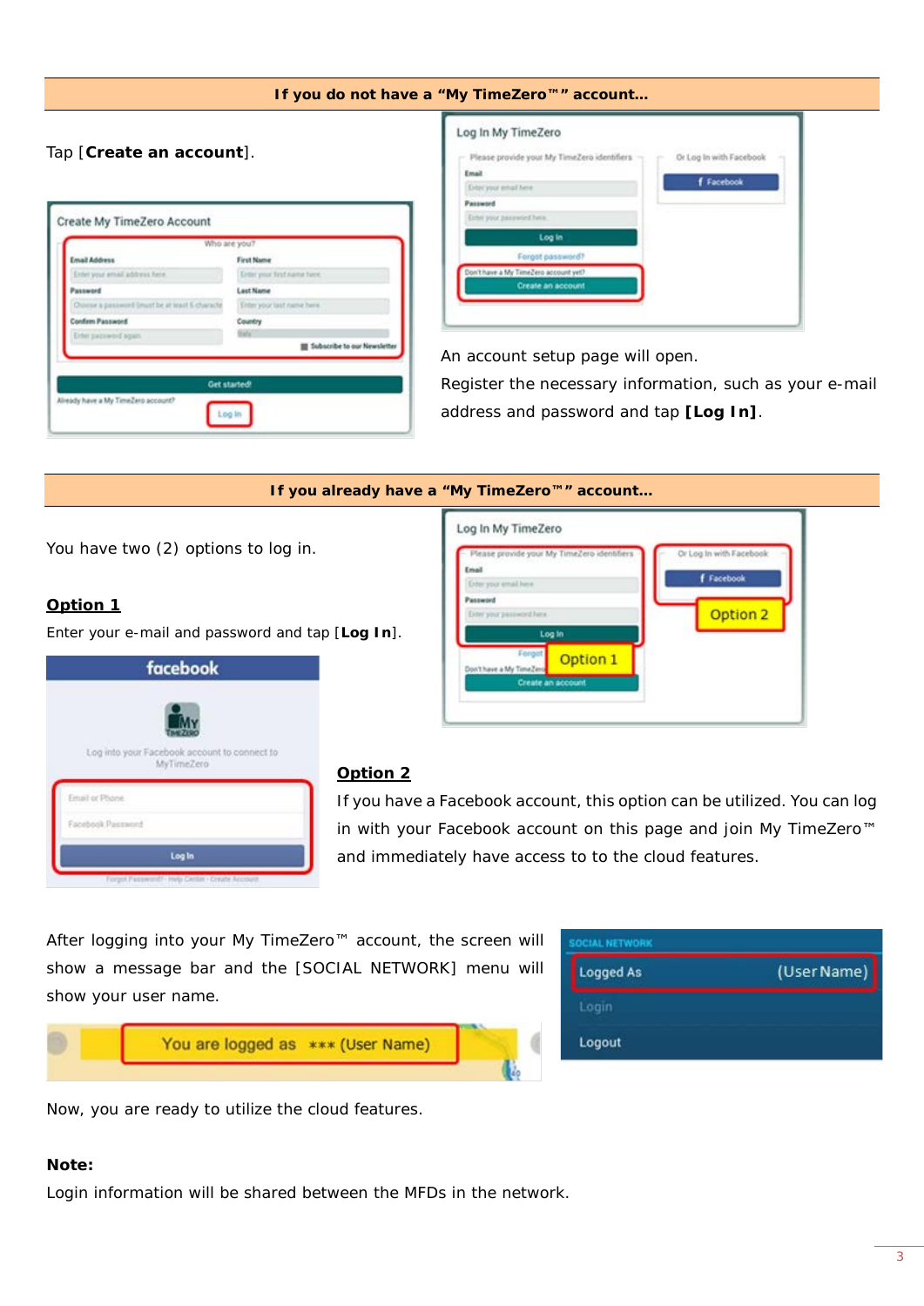## If you do not have a “My TimeZero™” account…

Tap [**Create an account**].

An account setup page will open.

Register the necessary information, such as your e-mail address and password and tap **[Log In]**.

## If you already have a “My TimeZero™” account…

You have two (2) options to log in.

**Option 1**

Enter your e-mail and password and tap [**Log In**].

**Option 2**

If you have a Facebook account, this option can be utilized. You can log in with your Facebook account on this page and join My TimeZero™ and immediately have access to to the cloud features.

After logging into your My TimeZero™ account, the screen will show a message bar and the [SOCIAL NETWORK] menu will show your user name.

Now, you are ready to utilize the cloud features.

**Note:**

Login information will be shared between the MFDs in the network.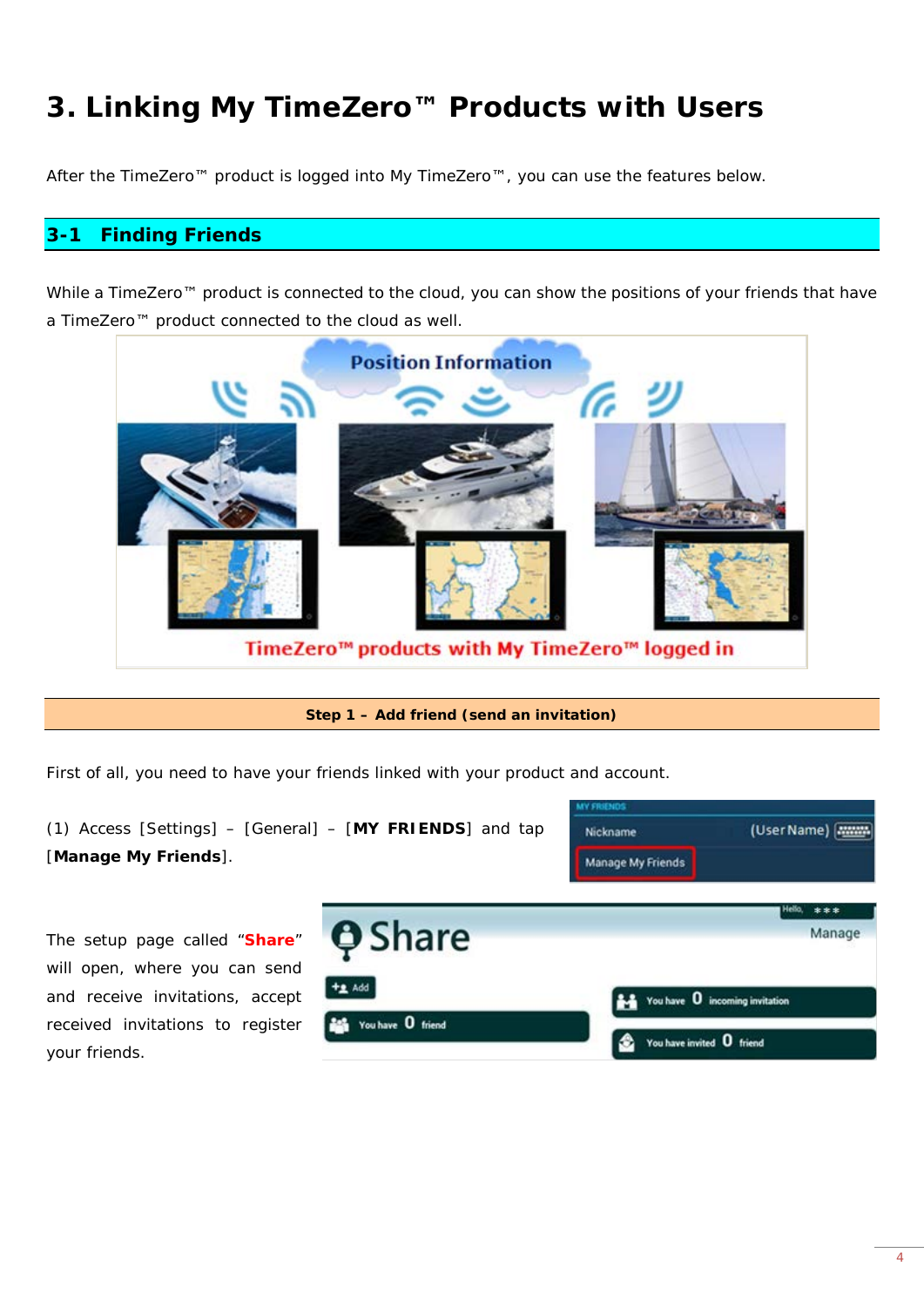# 3. Linking My TimeZero™ Products with Users

After the TimeZero™ product is logged into My TimeZero™, you can use the features below.

## 3-1 Finding Friends

While a TimeZero™ product is connected to the cloud, you can show the positions of your friends that have a TimeZero™ product connected to the cloud as well.

**Step 1 – Add friend (send an invitation)**

First of all, you need to have your friends linked with your product and account.

(1) Access [Settings] – [General] – [**MY FRIENDS**] and tap [**Manage My Friends**].

The setup page called "**Share**" will open, where you can send and receive invitations, accept received invitations to register your friends.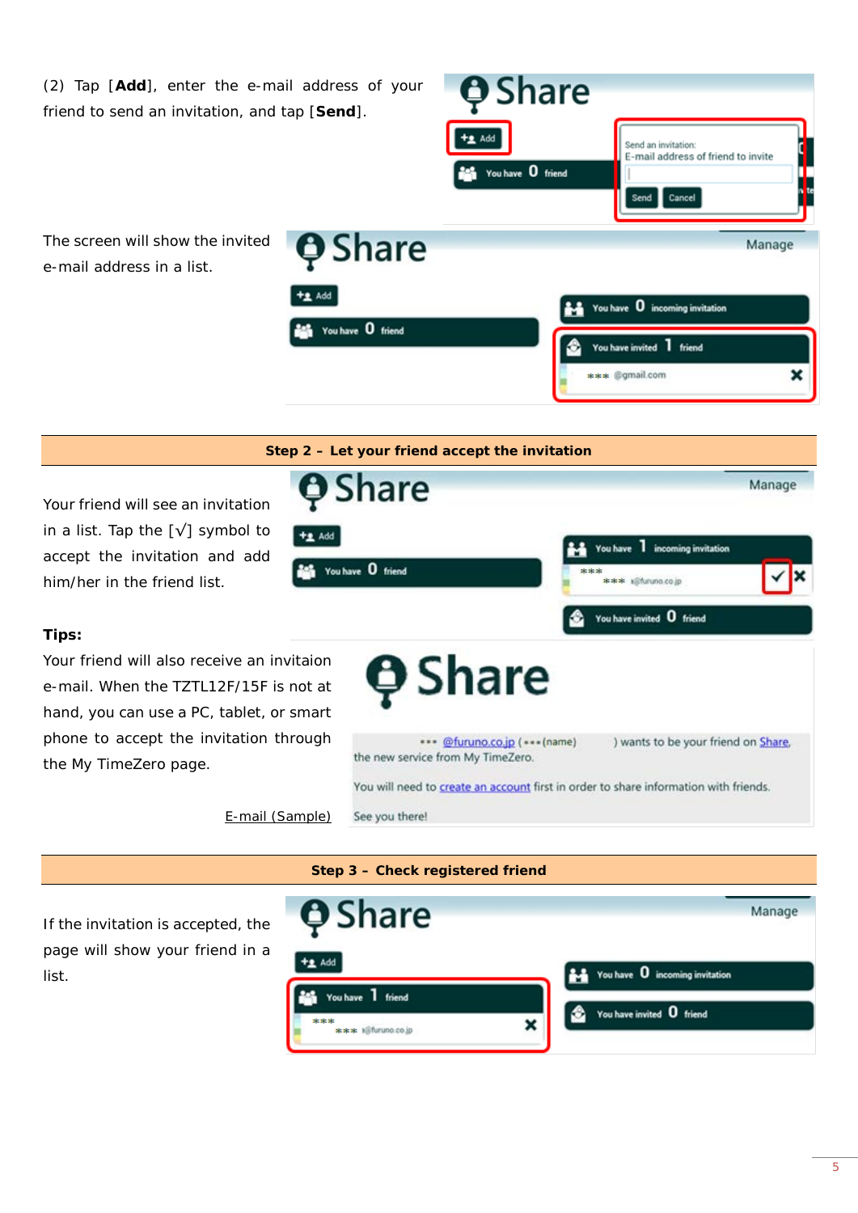(2) Tap [**Add**], enter the e-mail address of your friend to send an invitation, and tap [**Send**].

The screen will show the invited e-mail address in a list.

## Step 2 – Let your friend accept the invitation

Your friend will see an invitation in a list. Tap the [√] symbol to accept the invitation and add him/her in the friend list.

**Tips:**

Your friend will also receive an invitaion e-mail. When the TZTL12F/15F is not at hand, you can use a PC, tablet, or smart phone to accept the invitation through the My TimeZero page.

E-mail (Sample)

## Step 3 – Check registered friend

If the invitation is accepted, the page will show your friend in a list.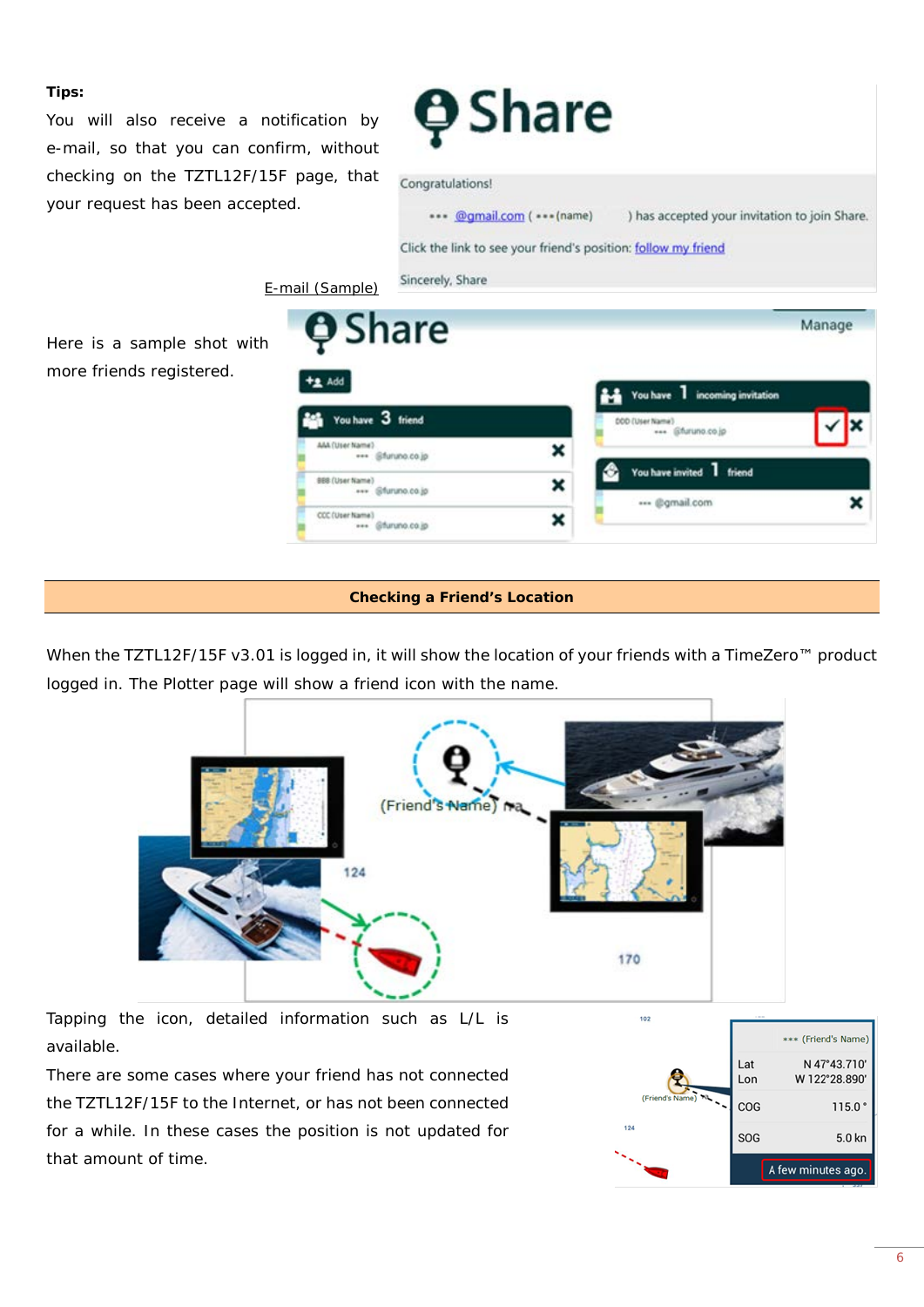**Tips:**

You will also receive a notification by e-mail, so that you can confirm, without checking on the TZTL12F/15F page, that your request has been accepted.

E-mail (Sample)

Here is a sample shot with more friends registered.

## Checking a Friend's Location

When the TZTL12F/15F v3.01 is logged in, it will show the location of your friends with a TimeZero™ product logged in. The Plotter page will show a friend icon with the name.

Tapping the icon, detailed information such as L/L is available.

There are some cases where your friend has not connected the TZTL12F/15F to the Internet, or has not been connected for a while. In these cases the position is not updated for that amount of time.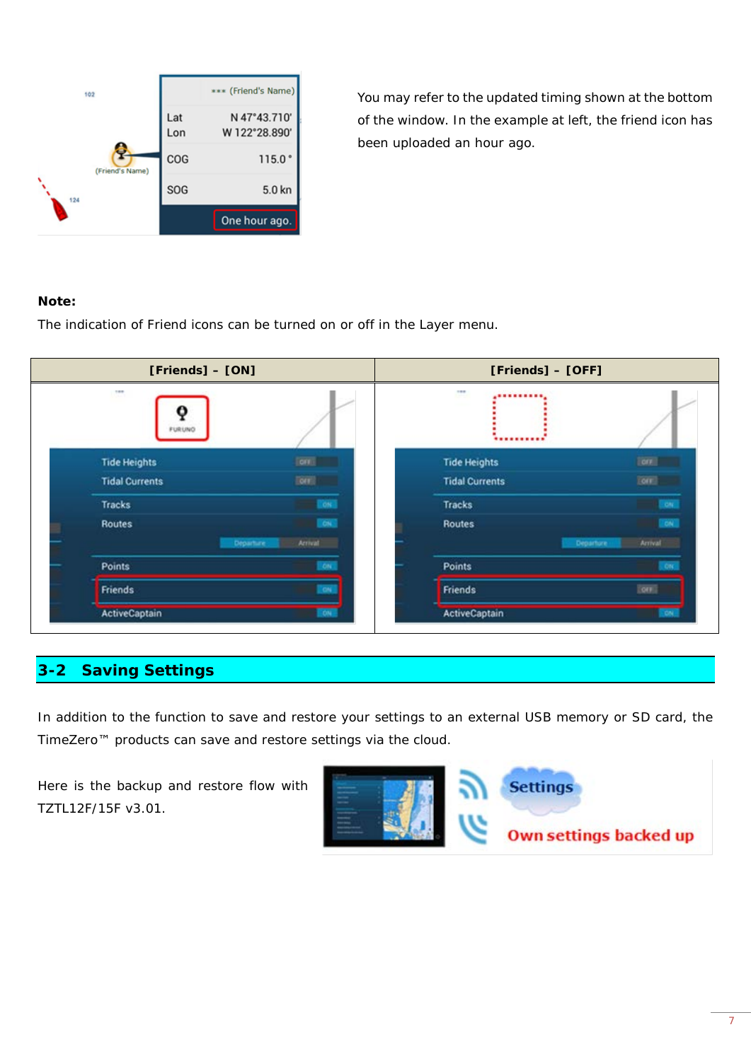You may refer to the updated timing shown at the bottom of the window. In the example at left, the friend icon has been uploaded an hour ago.

**Note:**

The indication of Friend icons can be turned on or off in the Layer menu.

| [Friends] – [ON] | [Friends] – [OFF] |
| --- | --- |
| | |

## 3-2 Saving Settings

In addition to the function to save and restore your settings to an external USB memory or SD card, the TimeZero™ products can save and restore settings via the cloud.

Here is the backup and restore flow with TZTL12F/15F v3.01.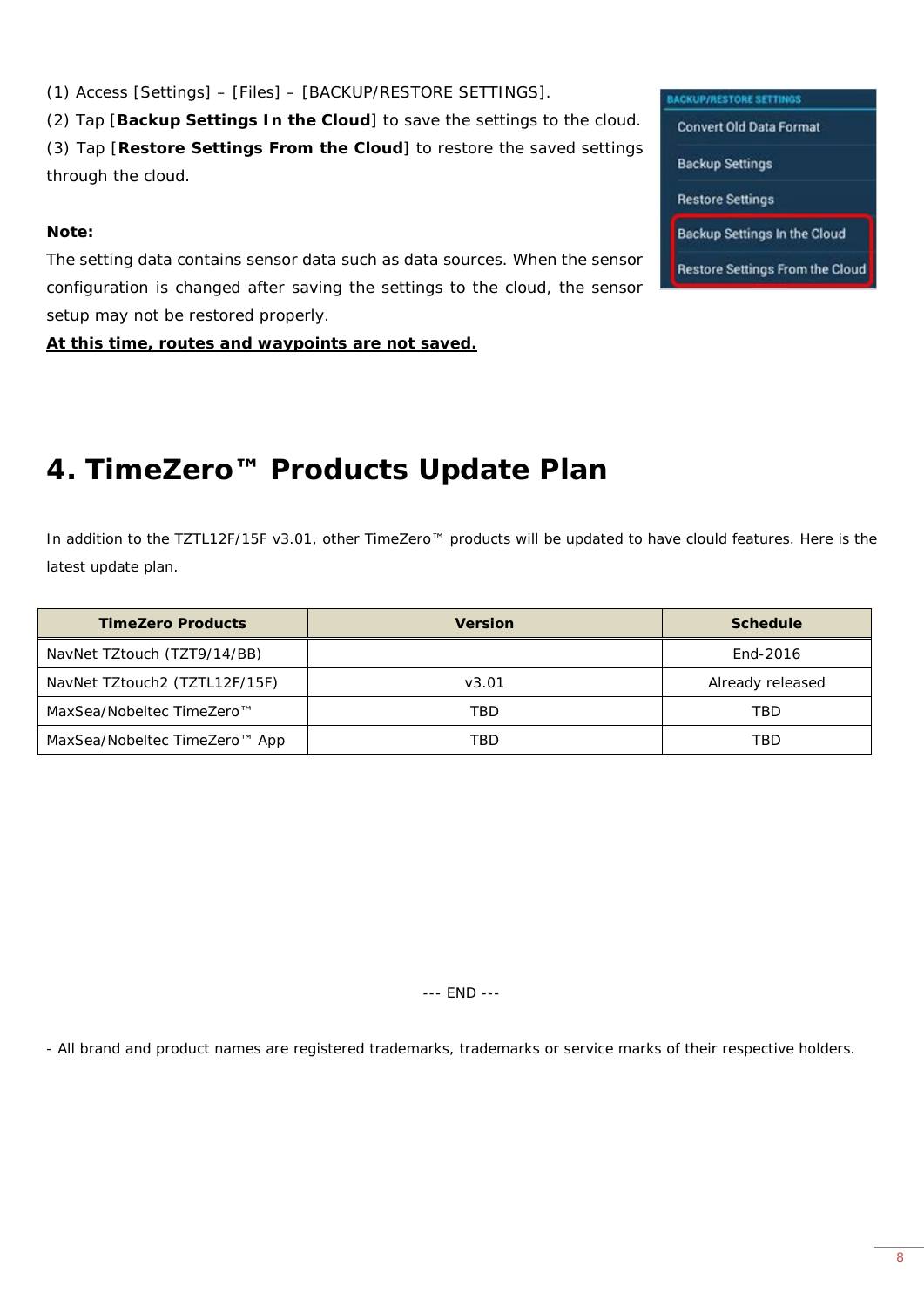(1) Access [Settings] – [Files] – [BACKUP/RESTORE SETTINGS].
(2) Tap [**Backup Settings In the Cloud**] to save the settings to the cloud.
(3) Tap [**Restore Settings From the Cloud**] to restore the saved settings through the cloud.

**Note:**
The setting data contains sensor data such as data sources. When the sensor configuration is changed after saving the settings to the cloud, the sensor setup may not be restored properly.
**At this time, routes and waypoints are not saved.**

# 4. TimeZero™ Products Update Plan

In addition to the TZTL12F/15F v3.01, other TimeZero™ products will be updated to have clould features. Here is the latest update plan.

| TimeZero Products | Version | Schedule |
|---|---|---|
| NavNet TZtouch (TZT9/14/BB) | | End-2016 |
| NavNet TZtouch2 (TZTL12F/15F) | v3.01 | Already released |
| MaxSea/Nobeltec TimeZero™ | TBD | TBD |
| MaxSea/Nobeltec TimeZero™ App | TBD | TBD |

--- END ---

- All brand and product names are registered trademarks, trademarks or service marks of their respective holders.